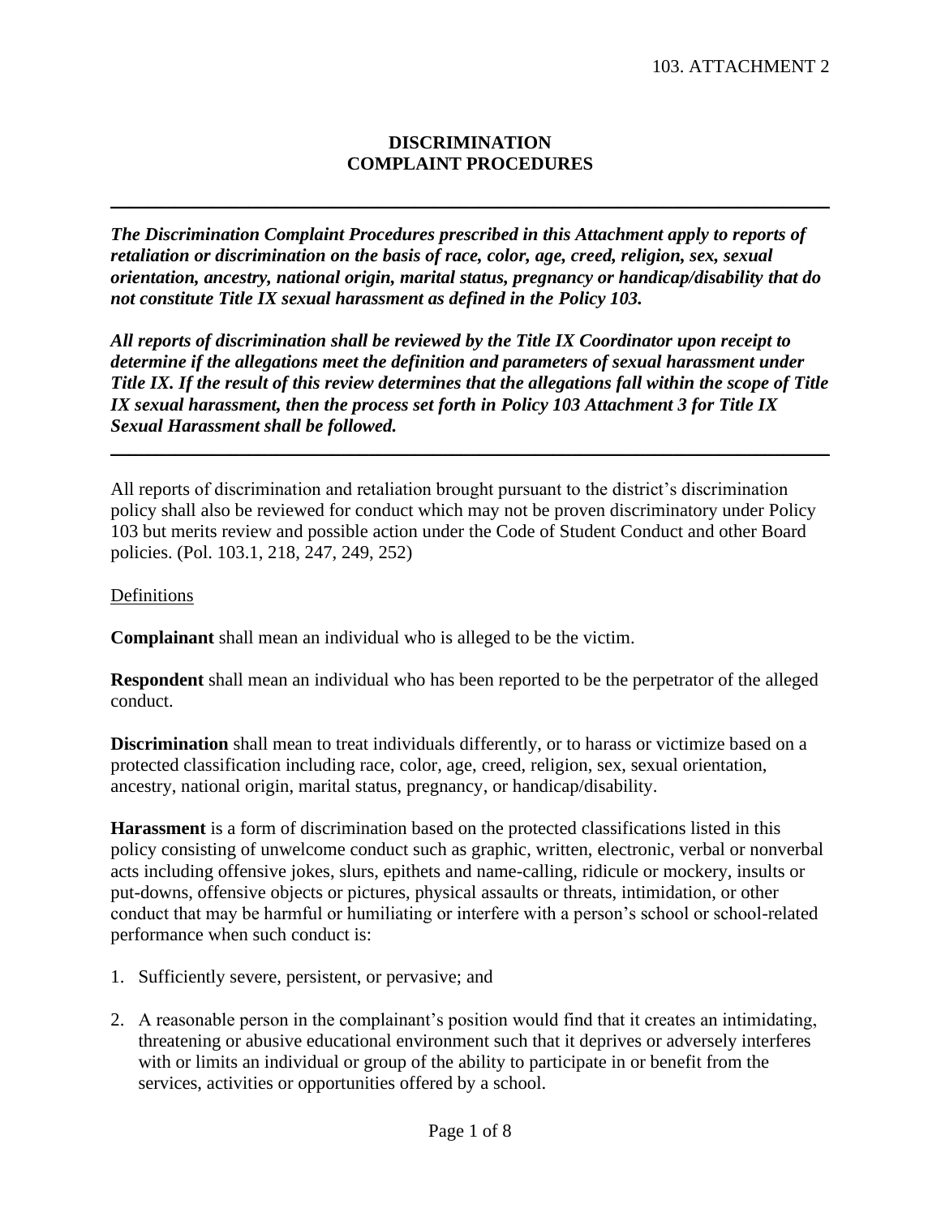# DISCRIMINATION COMPLAINT PROCEDURES

---

***The Discrimination Complaint Procedures prescribed in this Attachment apply to reports of retaliation or discrimination on the basis of race, color, age, creed, religion, sex, sexual orientation, ancestry, national origin, marital status, pregnancy or handicap/disability that do not constitute Title IX sexual harassment as defined in the Policy 103.***

***All reports of discrimination shall be reviewed by the Title IX Coordinator upon receipt to determine if the allegations meet the definition and parameters of sexual harassment under Title IX. If the result of this review determines that the allegations fall within the scope of Title IX sexual harassment, then the process set forth in Policy 103 Attachment 3 for Title IX Sexual Harassment shall be followed.***

---

All reports of discrimination and retaliation brought pursuant to the district's discrimination policy shall also be reviewed for conduct which may not be proven discriminatory under Policy 103 but merits review and possible action under the Code of Student Conduct and other Board policies. (Pol. 103.1, 218, 247, 249, 252)

Definitions

**Complainant** shall mean an individual who is alleged to be the victim.

**Respondent** shall mean an individual who has been reported to be the perpetrator of the alleged conduct.

**Discrimination** shall mean to treat individuals differently, or to harass or victimize based on a protected classification including race, color, age, creed, religion, sex, sexual orientation, ancestry, national origin, marital status, pregnancy, or handicap/disability.

**Harassment** is a form of discrimination based on the protected classifications listed in this policy consisting of unwelcome conduct such as graphic, written, electronic, verbal or nonverbal acts including offensive jokes, slurs, epithets and name-calling, ridicule or mockery, insults or put-downs, offensive objects or pictures, physical assaults or threats, intimidation, or other conduct that may be harmful or humiliating or interfere with a person's school or school-related performance when such conduct is:

1. Sufficiently severe, persistent, or pervasive; and

2. A reasonable person in the complainant's position would find that it creates an intimidating, threatening or abusive educational environment such that it deprives or adversely interferes with or limits an individual or group of the ability to participate in or benefit from the services, activities or opportunities offered by a school.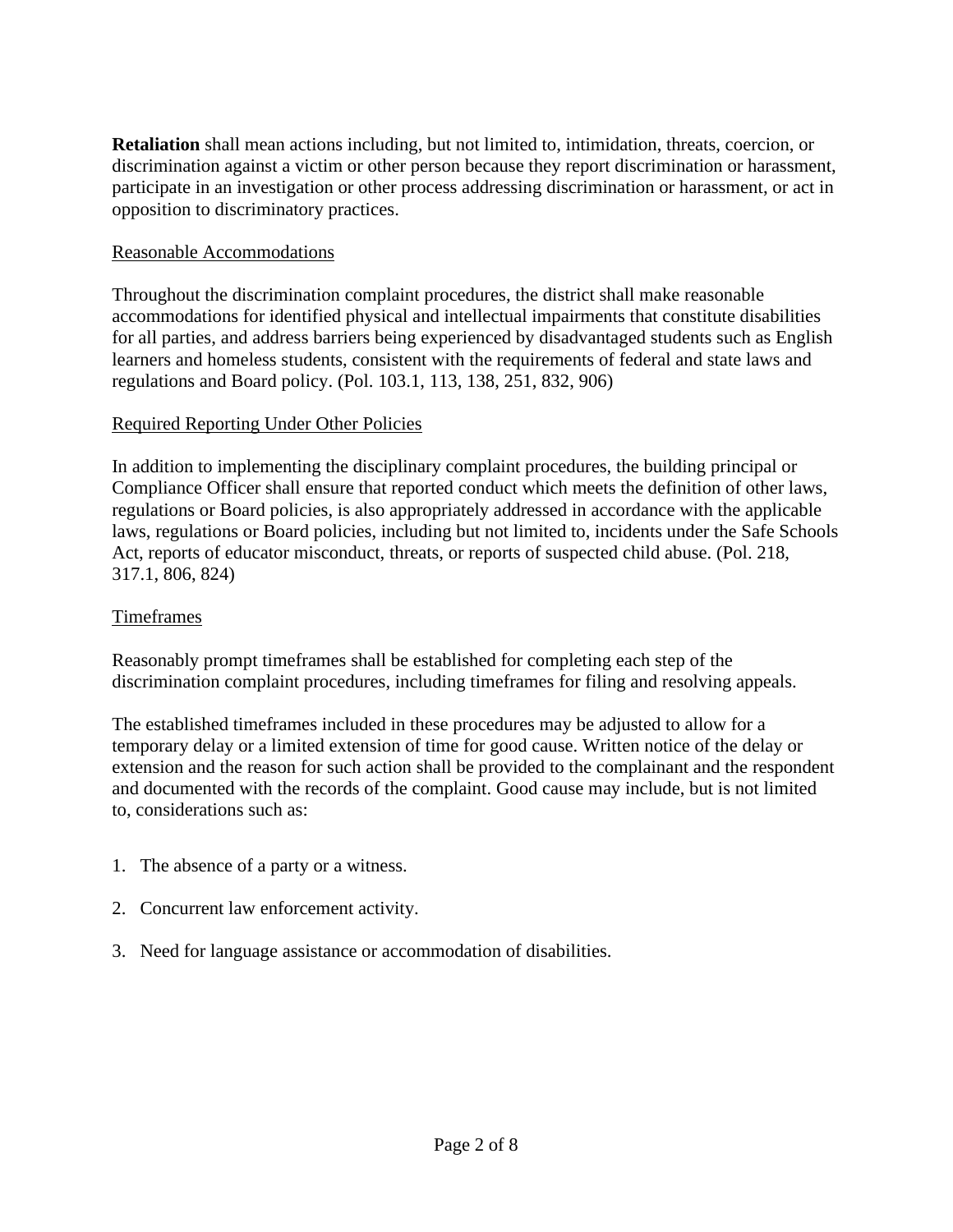**Retaliation** shall mean actions including, but not limited to, intimidation, threats, coercion, or discrimination against a victim or other person because they report discrimination or harassment, participate in an investigation or other process addressing discrimination or harassment, or act in opposition to discriminatory practices.

<u>Reasonable Accommodations</u>

Throughout the discrimination complaint procedures, the district shall make reasonable accommodations for identified physical and intellectual impairments that constitute disabilities for all parties, and address barriers being experienced by disadvantaged students such as English learners and homeless students, consistent with the requirements of federal and state laws and regulations and Board policy. (Pol. 103.1, 113, 138, 251, 832, 906)

<u>Required Reporting Under Other Policies</u>

In addition to implementing the disciplinary complaint procedures, the building principal or Compliance Officer shall ensure that reported conduct which meets the definition of other laws, regulations or Board policies, is also appropriately addressed in accordance with the applicable laws, regulations or Board policies, including but not limited to, incidents under the Safe Schools Act, reports of educator misconduct, threats, or reports of suspected child abuse. (Pol. 218, 317.1, 806, 824)

<u>Timeframes</u>

Reasonably prompt timeframes shall be established for completing each step of the discrimination complaint procedures, including timeframes for filing and resolving appeals.

The established timeframes included in these procedures may be adjusted to allow for a temporary delay or a limited extension of time for good cause. Written notice of the delay or extension and the reason for such action shall be provided to the complainant and the respondent and documented with the records of the complaint. Good cause may include, but is not limited to, considerations such as:

1. The absence of a party or a witness.

2. Concurrent law enforcement activity.

3. Need for language assistance or accommodation of disabilities.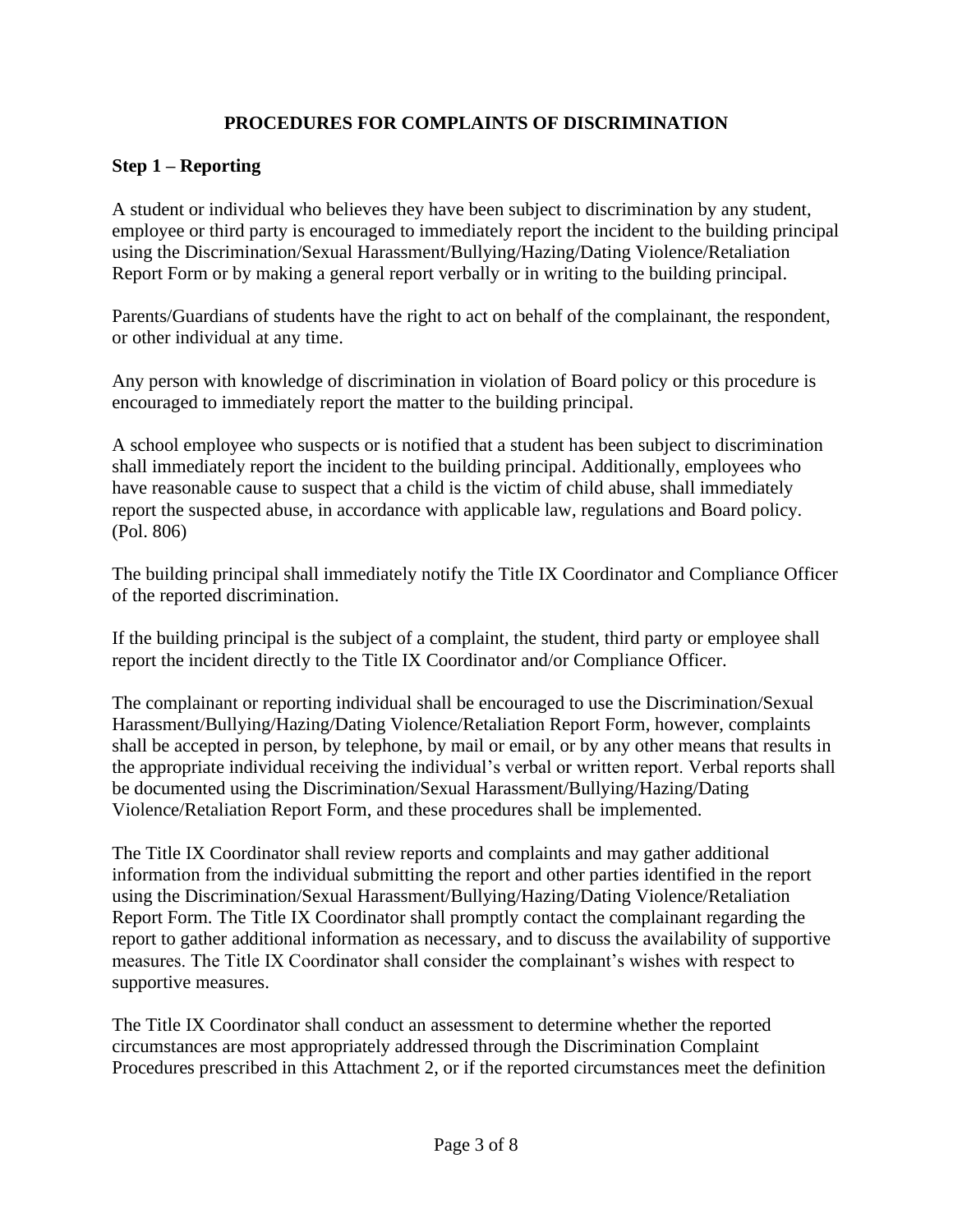## PROCEDURES FOR COMPLAINTS OF DISCRIMINATION

### Step 1 – Reporting

A student or individual who believes they have been subject to discrimination by any student, employee or third party is encouraged to immediately report the incident to the building principal using the Discrimination/Sexual Harassment/Bullying/Hazing/Dating Violence/Retaliation Report Form or by making a general report verbally or in writing to the building principal.

Parents/Guardians of students have the right to act on behalf of the complainant, the respondent, or other individual at any time.

Any person with knowledge of discrimination in violation of Board policy or this procedure is encouraged to immediately report the matter to the building principal.

A school employee who suspects or is notified that a student has been subject to discrimination shall immediately report the incident to the building principal. Additionally, employees who have reasonable cause to suspect that a child is the victim of child abuse, shall immediately report the suspected abuse, in accordance with applicable law, regulations and Board policy. (Pol. 806)

The building principal shall immediately notify the Title IX Coordinator and Compliance Officer of the reported discrimination.

If the building principal is the subject of a complaint, the student, third party or employee shall report the incident directly to the Title IX Coordinator and/or Compliance Officer.

The complainant or reporting individual shall be encouraged to use the Discrimination/Sexual Harassment/Bullying/Hazing/Dating Violence/Retaliation Report Form, however, complaints shall be accepted in person, by telephone, by mail or email, or by any other means that results in the appropriate individual receiving the individual's verbal or written report. Verbal reports shall be documented using the Discrimination/Sexual Harassment/Bullying/Hazing/Dating Violence/Retaliation Report Form, and these procedures shall be implemented.

The Title IX Coordinator shall review reports and complaints and may gather additional information from the individual submitting the report and other parties identified in the report using the Discrimination/Sexual Harassment/Bullying/Hazing/Dating Violence/Retaliation Report Form. The Title IX Coordinator shall promptly contact the complainant regarding the report to gather additional information as necessary, and to discuss the availability of supportive measures. The Title IX Coordinator shall consider the complainant's wishes with respect to supportive measures.

The Title IX Coordinator shall conduct an assessment to determine whether the reported circumstances are most appropriately addressed through the Discrimination Complaint Procedures prescribed in this Attachment 2, or if the reported circumstances meet the definition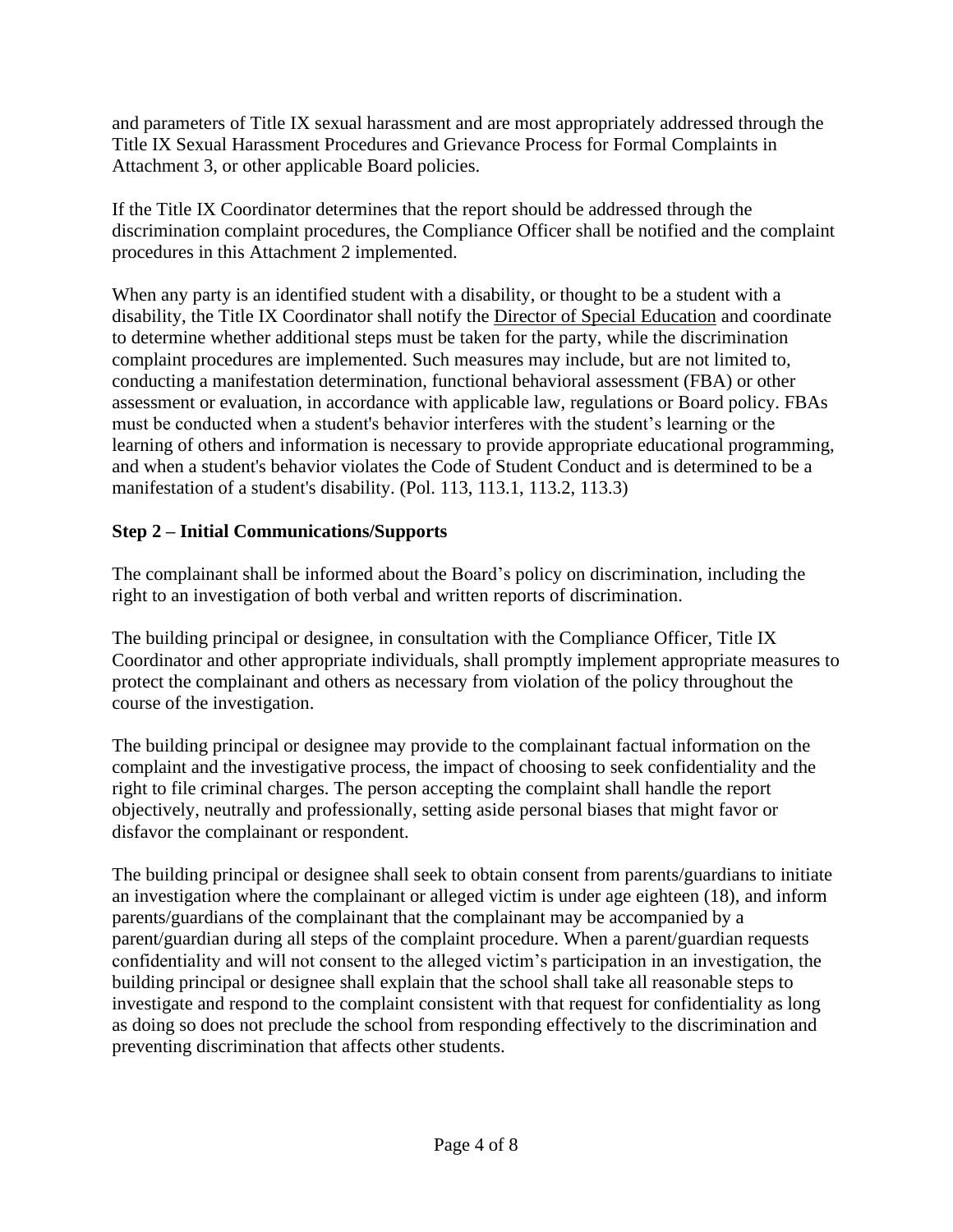and parameters of Title IX sexual harassment and are most appropriately addressed through the Title IX Sexual Harassment Procedures and Grievance Process for Formal Complaints in Attachment 3, or other applicable Board policies.

If the Title IX Coordinator determines that the report should be addressed through the discrimination complaint procedures, the Compliance Officer shall be notified and the complaint procedures in this Attachment 2 implemented.

When any party is an identified student with a disability, or thought to be a student with a disability, the Title IX Coordinator shall notify the Director of Special Education and coordinate to determine whether additional steps must be taken for the party, while the discrimination complaint procedures are implemented. Such measures may include, but are not limited to, conducting a manifestation determination, functional behavioral assessment (FBA) or other assessment or evaluation, in accordance with applicable law, regulations or Board policy. FBAs must be conducted when a student's behavior interferes with the student's learning or the learning of others and information is necessary to provide appropriate educational programming, and when a student's behavior violates the Code of Student Conduct and is determined to be a manifestation of a student's disability. (Pol. 113, 113.1, 113.2, 113.3)

**Step 2 – Initial Communications/Supports**

The complainant shall be informed about the Board's policy on discrimination, including the right to an investigation of both verbal and written reports of discrimination.

The building principal or designee, in consultation with the Compliance Officer, Title IX Coordinator and other appropriate individuals, shall promptly implement appropriate measures to protect the complainant and others as necessary from violation of the policy throughout the course of the investigation.

The building principal or designee may provide to the complainant factual information on the complaint and the investigative process, the impact of choosing to seek confidentiality and the right to file criminal charges. The person accepting the complaint shall handle the report objectively, neutrally and professionally, setting aside personal biases that might favor or disfavor the complainant or respondent.

The building principal or designee shall seek to obtain consent from parents/guardians to initiate an investigation where the complainant or alleged victim is under age eighteen (18), and inform parents/guardians of the complainant that the complainant may be accompanied by a parent/guardian during all steps of the complaint procedure. When a parent/guardian requests confidentiality and will not consent to the alleged victim's participation in an investigation, the building principal or designee shall explain that the school shall take all reasonable steps to investigate and respond to the complaint consistent with that request for confidentiality as long as doing so does not preclude the school from responding effectively to the discrimination and preventing discrimination that affects other students.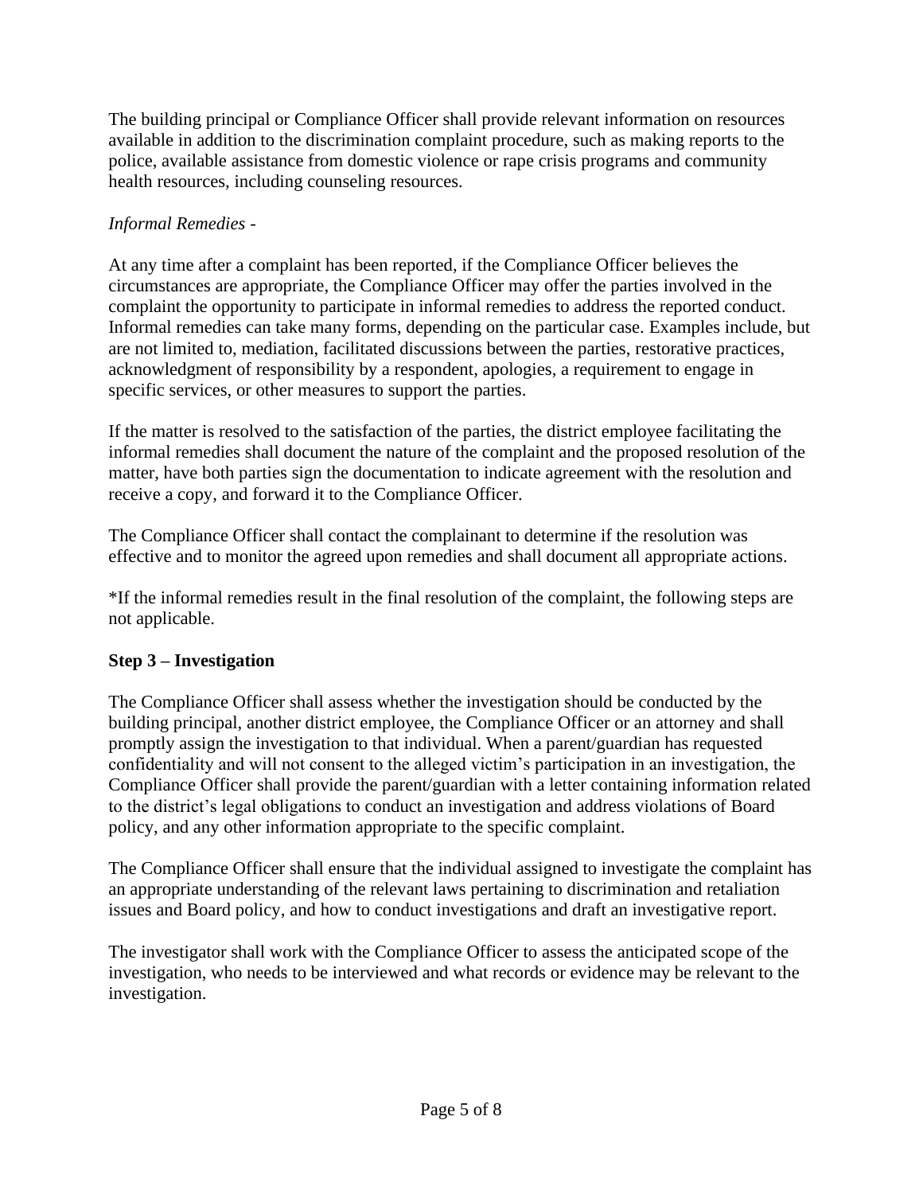The building principal or Compliance Officer shall provide relevant information on resources available in addition to the discrimination complaint procedure, such as making reports to the police, available assistance from domestic violence or rape crisis programs and community health resources, including counseling resources.

*Informal Remedies -*

At any time after a complaint has been reported, if the Compliance Officer believes the circumstances are appropriate, the Compliance Officer may offer the parties involved in the complaint the opportunity to participate in informal remedies to address the reported conduct. Informal remedies can take many forms, depending on the particular case. Examples include, but are not limited to, mediation, facilitated discussions between the parties, restorative practices, acknowledgment of responsibility by a respondent, apologies, a requirement to engage in specific services, or other measures to support the parties.

If the matter is resolved to the satisfaction of the parties, the district employee facilitating the informal remedies shall document the nature of the complaint and the proposed resolution of the matter, have both parties sign the documentation to indicate agreement with the resolution and receive a copy, and forward it to the Compliance Officer.

The Compliance Officer shall contact the complainant to determine if the resolution was effective and to monitor the agreed upon remedies and shall document all appropriate actions.

*If the informal remedies result in the final resolution of the complaint, the following steps are not applicable.

**Step 3 – Investigation**

The Compliance Officer shall assess whether the investigation should be conducted by the building principal, another district employee, the Compliance Officer or an attorney and shall promptly assign the investigation to that individual. When a parent/guardian has requested confidentiality and will not consent to the alleged victim's participation in an investigation, the Compliance Officer shall provide the parent/guardian with a letter containing information related to the district's legal obligations to conduct an investigation and address violations of Board policy, and any other information appropriate to the specific complaint.

The Compliance Officer shall ensure that the individual assigned to investigate the complaint has an appropriate understanding of the relevant laws pertaining to discrimination and retaliation issues and Board policy, and how to conduct investigations and draft an investigative report.

The investigator shall work with the Compliance Officer to assess the anticipated scope of the investigation, who needs to be interviewed and what records or evidence may be relevant to the investigation.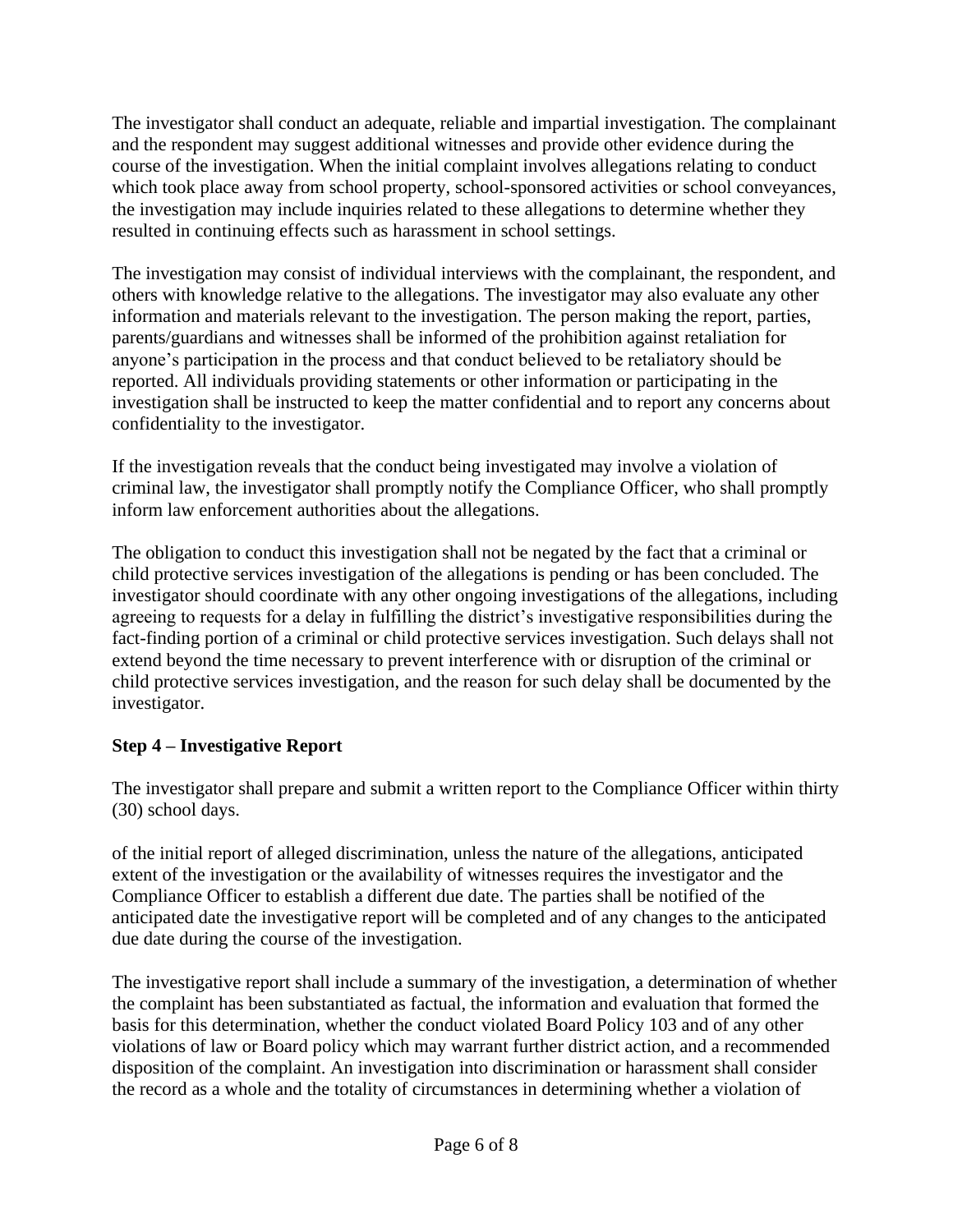The investigator shall conduct an adequate, reliable and impartial investigation. The complainant and the respondent may suggest additional witnesses and provide other evidence during the course of the investigation. When the initial complaint involves allegations relating to conduct which took place away from school property, school-sponsored activities or school conveyances, the investigation may include inquiries related to these allegations to determine whether they resulted in continuing effects such as harassment in school settings.

The investigation may consist of individual interviews with the complainant, the respondent, and others with knowledge relative to the allegations. The investigator may also evaluate any other information and materials relevant to the investigation. The person making the report, parties, parents/guardians and witnesses shall be informed of the prohibition against retaliation for anyone's participation in the process and that conduct believed to be retaliatory should be reported. All individuals providing statements or other information or participating in the investigation shall be instructed to keep the matter confidential and to report any concerns about confidentiality to the investigator.

If the investigation reveals that the conduct being investigated may involve a violation of criminal law, the investigator shall promptly notify the Compliance Officer, who shall promptly inform law enforcement authorities about the allegations.

The obligation to conduct this investigation shall not be negated by the fact that a criminal or child protective services investigation of the allegations is pending or has been concluded. The investigator should coordinate with any other ongoing investigations of the allegations, including agreeing to requests for a delay in fulfilling the district's investigative responsibilities during the fact-finding portion of a criminal or child protective services investigation. Such delays shall not extend beyond the time necessary to prevent interference with or disruption of the criminal or child protective services investigation, and the reason for such delay shall be documented by the investigator.

**Step 4 – Investigative Report**

The investigator shall prepare and submit a written report to the Compliance Officer within thirty (30) school days.

of the initial report of alleged discrimination, unless the nature of the allegations, anticipated extent of the investigation or the availability of witnesses requires the investigator and the Compliance Officer to establish a different due date. The parties shall be notified of the anticipated date the investigative report will be completed and of any changes to the anticipated due date during the course of the investigation.

The investigative report shall include a summary of the investigation, a determination of whether the complaint has been substantiated as factual, the information and evaluation that formed the basis for this determination, whether the conduct violated Board Policy 103 and of any other violations of law or Board policy which may warrant further district action, and a recommended disposition of the complaint. An investigation into discrimination or harassment shall consider the record as a whole and the totality of circumstances in determining whether a violation of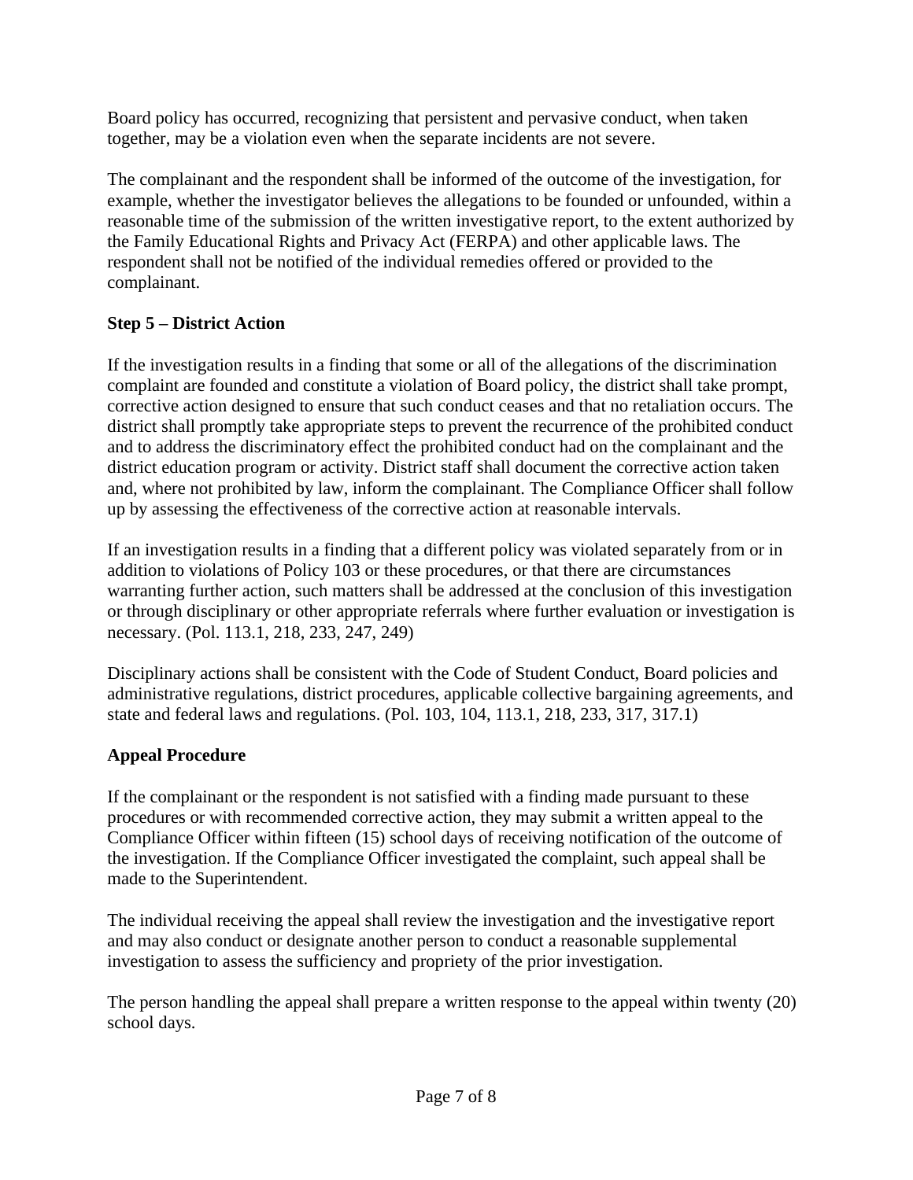Board policy has occurred, recognizing that persistent and pervasive conduct, when taken together, may be a violation even when the separate incidents are not severe.

The complainant and the respondent shall be informed of the outcome of the investigation, for example, whether the investigator believes the allegations to be founded or unfounded, within a reasonable time of the submission of the written investigative report, to the extent authorized by the Family Educational Rights and Privacy Act (FERPA) and other applicable laws. The respondent shall not be notified of the individual remedies offered or provided to the complainant.

**Step 5 – District Action**

If the investigation results in a finding that some or all of the allegations of the discrimination complaint are founded and constitute a violation of Board policy, the district shall take prompt, corrective action designed to ensure that such conduct ceases and that no retaliation occurs. The district shall promptly take appropriate steps to prevent the recurrence of the prohibited conduct and to address the discriminatory effect the prohibited conduct had on the complainant and the district education program or activity. District staff shall document the corrective action taken and, where not prohibited by law, inform the complainant. The Compliance Officer shall follow up by assessing the effectiveness of the corrective action at reasonable intervals.

If an investigation results in a finding that a different policy was violated separately from or in addition to violations of Policy 103 or these procedures, or that there are circumstances warranting further action, such matters shall be addressed at the conclusion of this investigation or through disciplinary or other appropriate referrals where further evaluation or investigation is necessary. (Pol. 113.1, 218, 233, 247, 249)

Disciplinary actions shall be consistent with the Code of Student Conduct, Board policies and administrative regulations, district procedures, applicable collective bargaining agreements, and state and federal laws and regulations. (Pol. 103, 104, 113.1, 218, 233, 317, 317.1)

**Appeal Procedure**

If the complainant or the respondent is not satisfied with a finding made pursuant to these procedures or with recommended corrective action, they may submit a written appeal to the Compliance Officer within fifteen (15) school days of receiving notification of the outcome of the investigation. If the Compliance Officer investigated the complaint, such appeal shall be made to the Superintendent.

The individual receiving the appeal shall review the investigation and the investigative report and may also conduct or designate another person to conduct a reasonable supplemental investigation to assess the sufficiency and propriety of the prior investigation.

The person handling the appeal shall prepare a written response to the appeal within twenty (20) school days.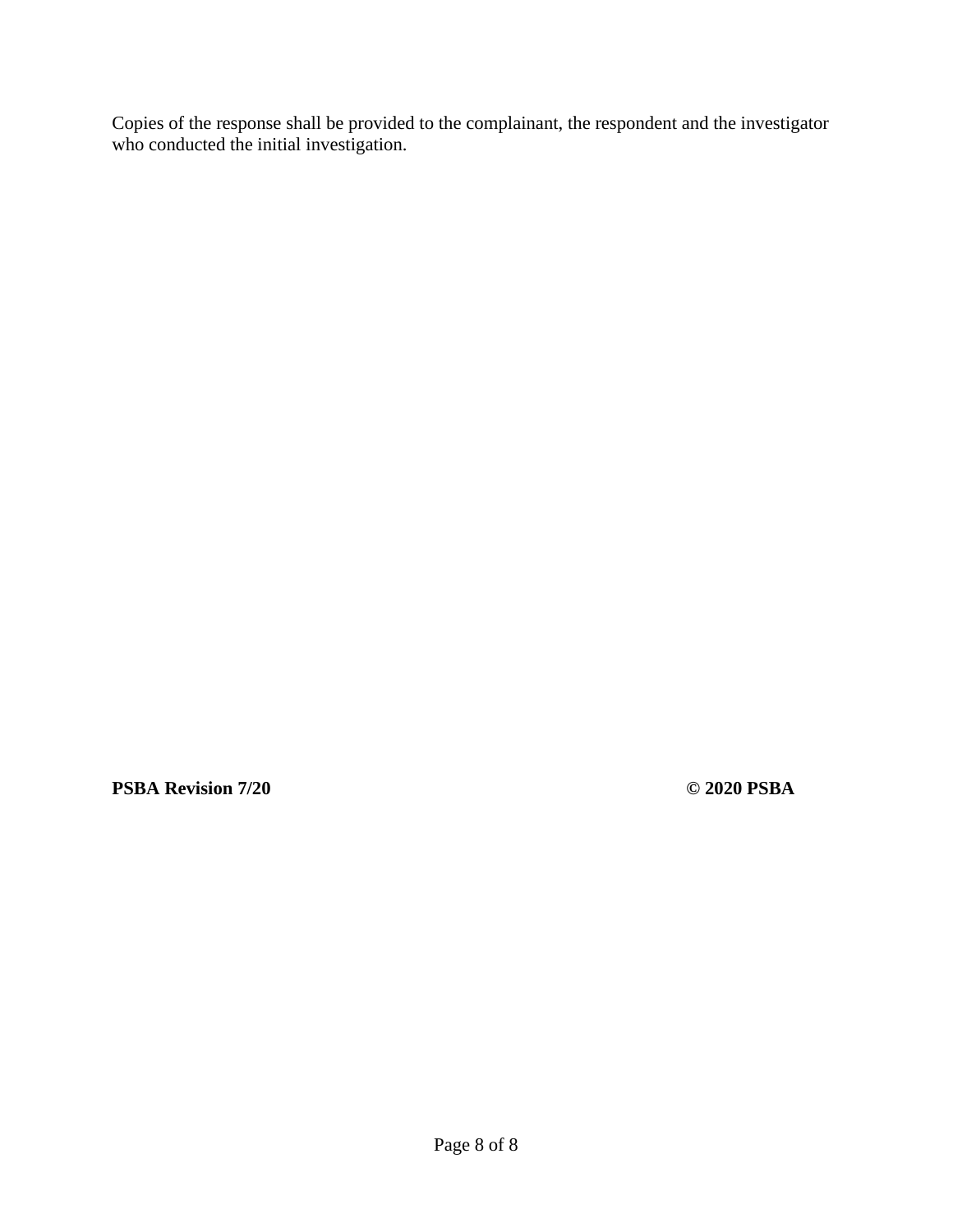Copies of the response shall be provided to the complainant, the respondent and the investigator who conducted the initial investigation.

**PSBA Revision 7/20** **© 2020 PSBA**